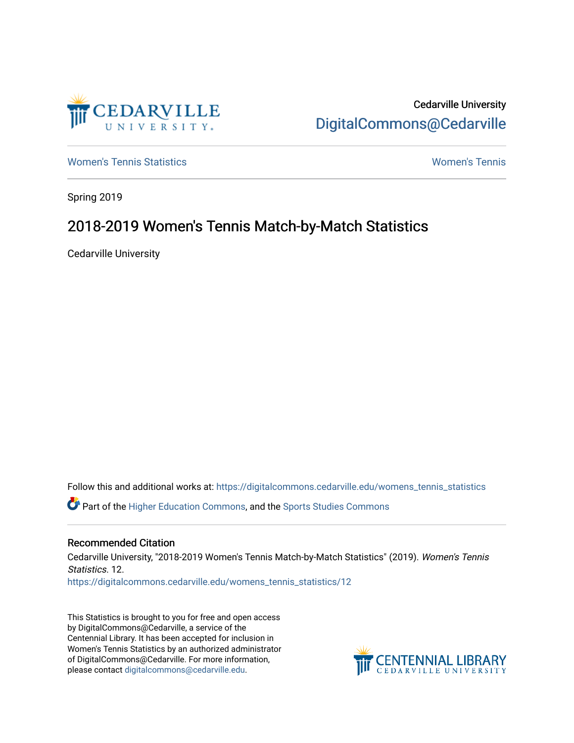Cedarville University

DigitalCommons@Cedarville

Women's Tennis Statistics

Women's Tennis

Spring 2019

# 2018-2019 Women's Tennis Match-by-Match Statistics

Cedarville University

Follow this and additional works at: https://digitalcommons.cedarville.edu/womens_tennis_statistics

Part of the Higher Education Commons, and the Sports Studies Commons

## Recommended Citation

Cedarville University, "2018-2019 Women's Tennis Match-by-Match Statistics" (2019). *Women's Tennis Statistics*. 12.
https://digitalcommons.cedarville.edu/womens_tennis_statistics/12

This Statistics is brought to you for free and open access by DigitalCommons@Cedarville, a service of the Centennial Library. It has been accepted for inclusion in Women's Tennis Statistics by an authorized administrator of DigitalCommons@Cedarville. For more information, please contact digitalcommons@cedarville.edu.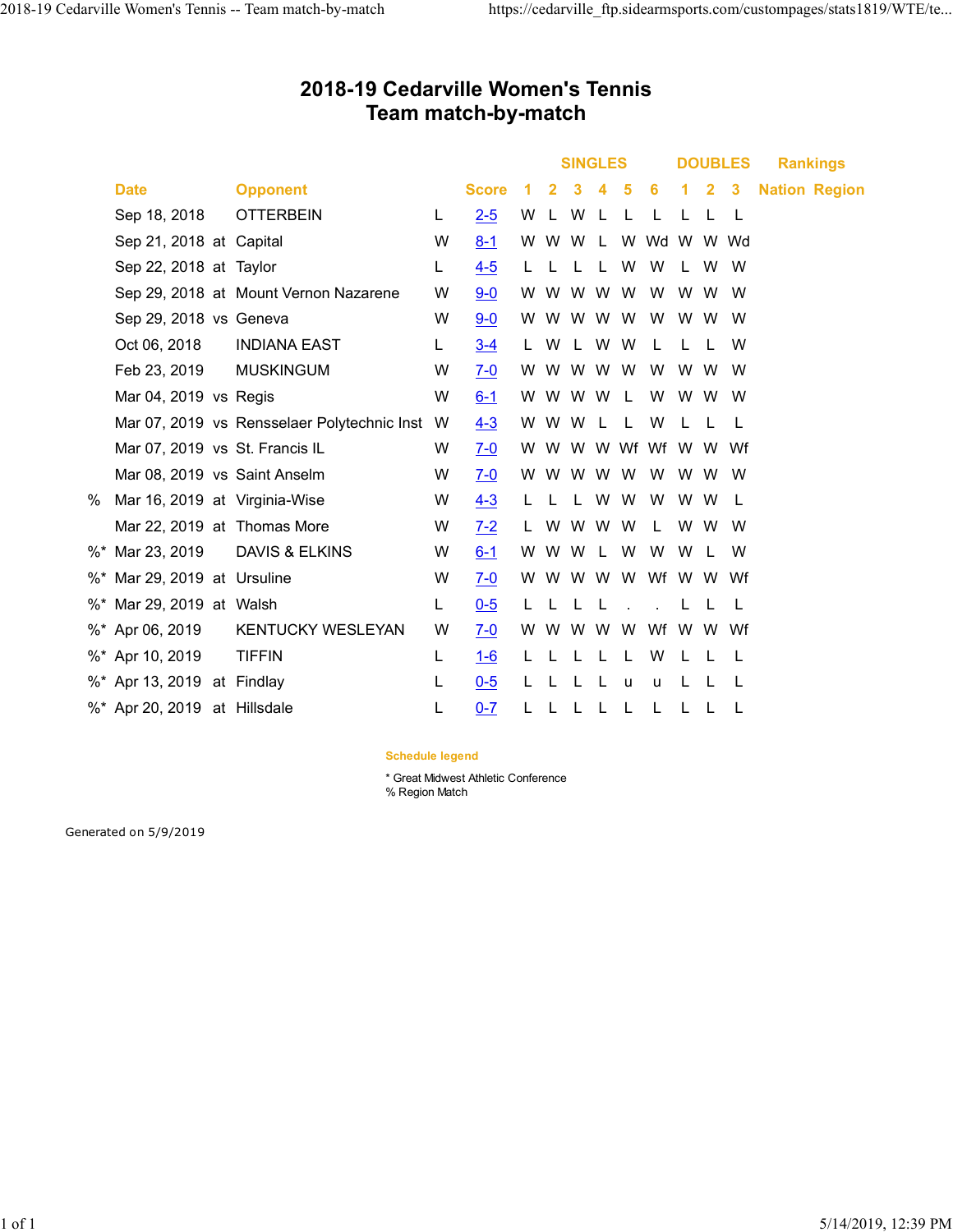# 2018-19 Cedarville Women's Tennis
## Team match-by-match

| | Date | | Opponent | | Score | SINGLES 1 | 2 | 3 | 4 | 5 | 6 | DOUBLES 1 | 2 | 3 | Rankings Nation | Region |
|---|---|---|---|---|---|---|---|---|---|---|---|---|---|---|---|---|
| | Sep 18, 2018 | | OTTERBEIN | L | 2-5 | W | L | W | L | L | L | L | L | L | | |
| | Sep 21, 2018 | at | Capital | W | 8-1 | W | W | W | L | W | Wd | W | W | Wd | | |
| | Sep 22, 2018 | at | Taylor | L | 4-5 | L | L | L | L | W | W | L | W | W | | |
| | Sep 29, 2018 | at | Mount Vernon Nazarene | W | 9-0 | W | W | W | W | W | W | W | W | W | | |
| | Sep 29, 2018 | vs | Geneva | W | 9-0 | W | W | W | W | W | W | W | W | W | | |
| | Oct 06, 2018 | | INDIANA EAST | L | 3-4 | L | W | L | W | W | L | L | L | W | | |
| | Feb 23, 2019 | | MUSKINGUM | W | 7-0 | W | W | W | W | W | W | W | W | W | | |
| | Mar 04, 2019 | vs | Regis | W | 6-1 | W | W | W | W | L | W | W | W | W | | |
| | Mar 07, 2019 | vs | Rensselaer Polytechnic Inst | W | 4-3 | W | W | W | L | L | W | L | L | L | | |
| | Mar 07, 2019 | vs | St. Francis IL | W | 7-0 | W | W | W | W | Wf | Wf | W | W | Wf | | |
| | Mar 08, 2019 | vs | Saint Anselm | W | 7-0 | W | W | W | W | W | W | W | W | W | | |
| % | Mar 16, 2019 | at | Virginia-Wise | W | 4-3 | L | L | L | W | W | W | W | W | L | | |
| | Mar 22, 2019 | at | Thomas More | W | 7-2 | L | W | W | W | W | L | W | W | W | | |
| %* | Mar 23, 2019 | | DAVIS & ELKINS | W | 6-1 | W | W | W | L | W | W | W | L | W | | |
| %* | Mar 29, 2019 | at | Ursuline | W | 7-0 | W | W | W | W | W | Wf | W | W | Wf | | |
| %* | Mar 29, 2019 | at | Walsh | L | 0-5 | L | L | L | L | . | . | L | L | L | | |
| %* | Apr 06, 2019 | | KENTUCKY WESLEYAN | W | 7-0 | W | W | W | W | W | Wf | W | W | Wf | | |
| %* | Apr 10, 2019 | | TIFFIN | L | 1-6 | L | L | L | L | L | W | L | L | L | | |
| %* | Apr 13, 2019 | at | Findlay | L | 0-5 | L | L | L | L | u | u | L | L | L | | |
| %* | Apr 20, 2019 | at | Hillsdale | L | 0-7 | L | L | L | L | L | L | L | L | L | | |

**Schedule legend**

* Great Midwest Athletic Conference
% Region Match

Generated on 5/9/2019